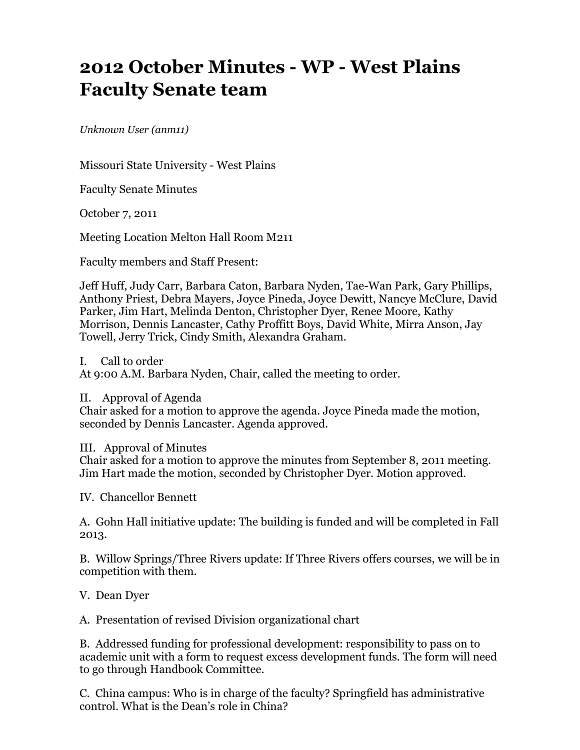# 2012 October Minutes - WP - West Plains Faculty Senate team

*Unknown User (anm11)*

Missouri State University - West Plains

Faculty Senate Minutes

October 7, 2011

Meeting Location Melton Hall Room M211

Faculty members and Staff Present:

Jeff Huff, Judy Carr, Barbara Caton, Barbara Nyden, Tae-Wan Park, Gary Phillips, Anthony Priest, Debra Mayers, Joyce Pineda, Joyce Dewitt, Nancye McClure, David Parker, Jim Hart, Melinda Denton, Christopher Dyer, Renee Moore, Kathy Morrison, Dennis Lancaster, Cathy Proffitt Boys, David White, Mirra Anson, Jay Towell, Jerry Trick, Cindy Smith, Alexandra Graham.

I. Call to order
At 9:00 A.M. Barbara Nyden, Chair, called the meeting to order.

II. Approval of Agenda
Chair asked for a motion to approve the agenda. Joyce Pineda made the motion, seconded by Dennis Lancaster. Agenda approved.

III. Approval of Minutes
Chair asked for a motion to approve the minutes from September 8, 2011 meeting. Jim Hart made the motion, seconded by Christopher Dyer. Motion approved.

IV. Chancellor Bennett

A. Gohn Hall initiative update: The building is funded and will be completed in Fall 2013.

B. Willow Springs/Three Rivers update: If Three Rivers offers courses, we will be in competition with them.

V. Dean Dyer

A. Presentation of revised Division organizational chart

B. Addressed funding for professional development: responsibility to pass on to academic unit with a form to request excess development funds. The form will need to go through Handbook Committee.

C. China campus: Who is in charge of the faculty? Springfield has administrative control. What is the Dean's role in China?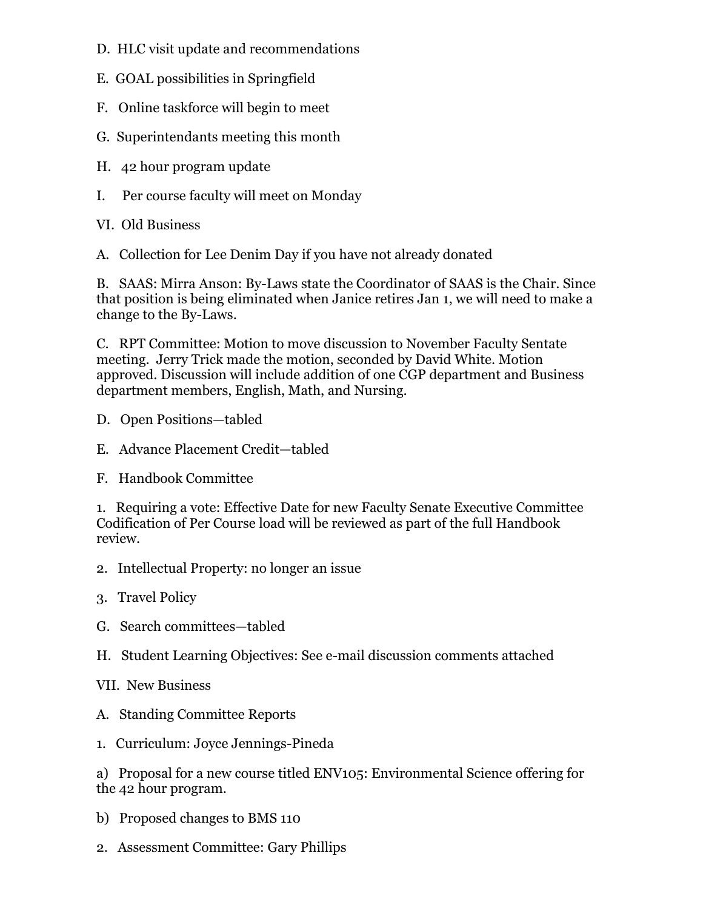D. HLC visit update and recommendations

E. GOAL possibilities in Springfield

F. Online taskforce will begin to meet

G. Superintendants meeting this month

H. 42 hour program update

I. Per course faculty will meet on Monday

VI. Old Business

A. Collection for Lee Denim Day if you have not already donated

B. SAAS: Mirra Anson: By-Laws state the Coordinator of SAAS is the Chair. Since that position is being eliminated when Janice retires Jan 1, we will need to make a change to the By-Laws.

C. RPT Committee: Motion to move discussion to November Faculty Sentate meeting. Jerry Trick made the motion, seconded by David White. Motion approved. Discussion will include addition of one CGP department and Business department members, English, Math, and Nursing.

D. Open Positions—tabled

E. Advance Placement Credit—tabled

F. Handbook Committee

1. Requiring a vote: Effective Date for new Faculty Senate Executive Committee Codification of Per Course load will be reviewed as part of the full Handbook review.

2. Intellectual Property: no longer an issue

3. Travel Policy

G. Search committees—tabled

H. Student Learning Objectives: See e-mail discussion comments attached

VII. New Business

A. Standing Committee Reports

1. Curriculum: Joyce Jennings-Pineda

a) Proposal for a new course titled ENV105: Environmental Science offering for the 42 hour program.

b) Proposed changes to BMS 110

2. Assessment Committee: Gary Phillips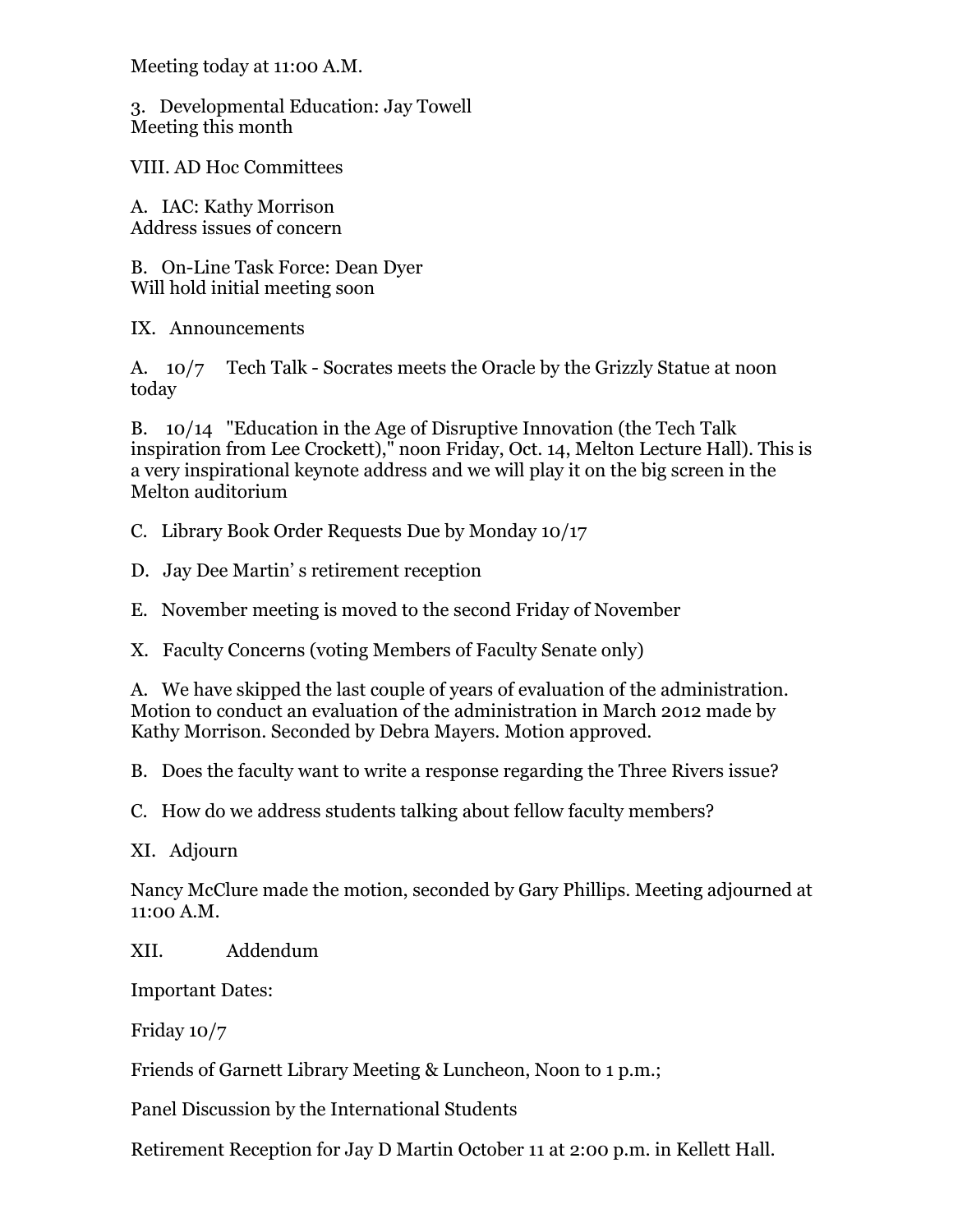Meeting today at 11:00 A.M.

3. Developmental Education: Jay Towell
Meeting this month

VIII. AD Hoc Committees

A. IAC: Kathy Morrison
Address issues of concern

B. On-Line Task Force: Dean Dyer
Will hold initial meeting soon

IX. Announcements

A. 10/7 Tech Talk - Socrates meets the Oracle by the Grizzly Statue at noon today

B. 10/14 "Education in the Age of Disruptive Innovation (the Tech Talk inspiration from Lee Crockett)," noon Friday, Oct. 14, Melton Lecture Hall). This is a very inspirational keynote address and we will play it on the big screen in the Melton auditorium

C. Library Book Order Requests Due by Monday 10/17

D. Jay Dee Martin' s retirement reception

E. November meeting is moved to the second Friday of November

X. Faculty Concerns (voting Members of Faculty Senate only)

A. We have skipped the last couple of years of evaluation of the administration. Motion to conduct an evaluation of the administration in March 2012 made by Kathy Morrison. Seconded by Debra Mayers. Motion approved.

B. Does the faculty want to write a response regarding the Three Rivers issue?

C. How do we address students talking about fellow faculty members?

XI. Adjourn

Nancy McClure made the motion, seconded by Gary Phillips. Meeting adjourned at 11:00 A.M.

XII. Addendum

Important Dates:

Friday 10/7

Friends of Garnett Library Meeting & Luncheon, Noon to 1 p.m.;

Panel Discussion by the International Students

Retirement Reception for Jay D Martin October 11 at 2:00 p.m. in Kellett Hall.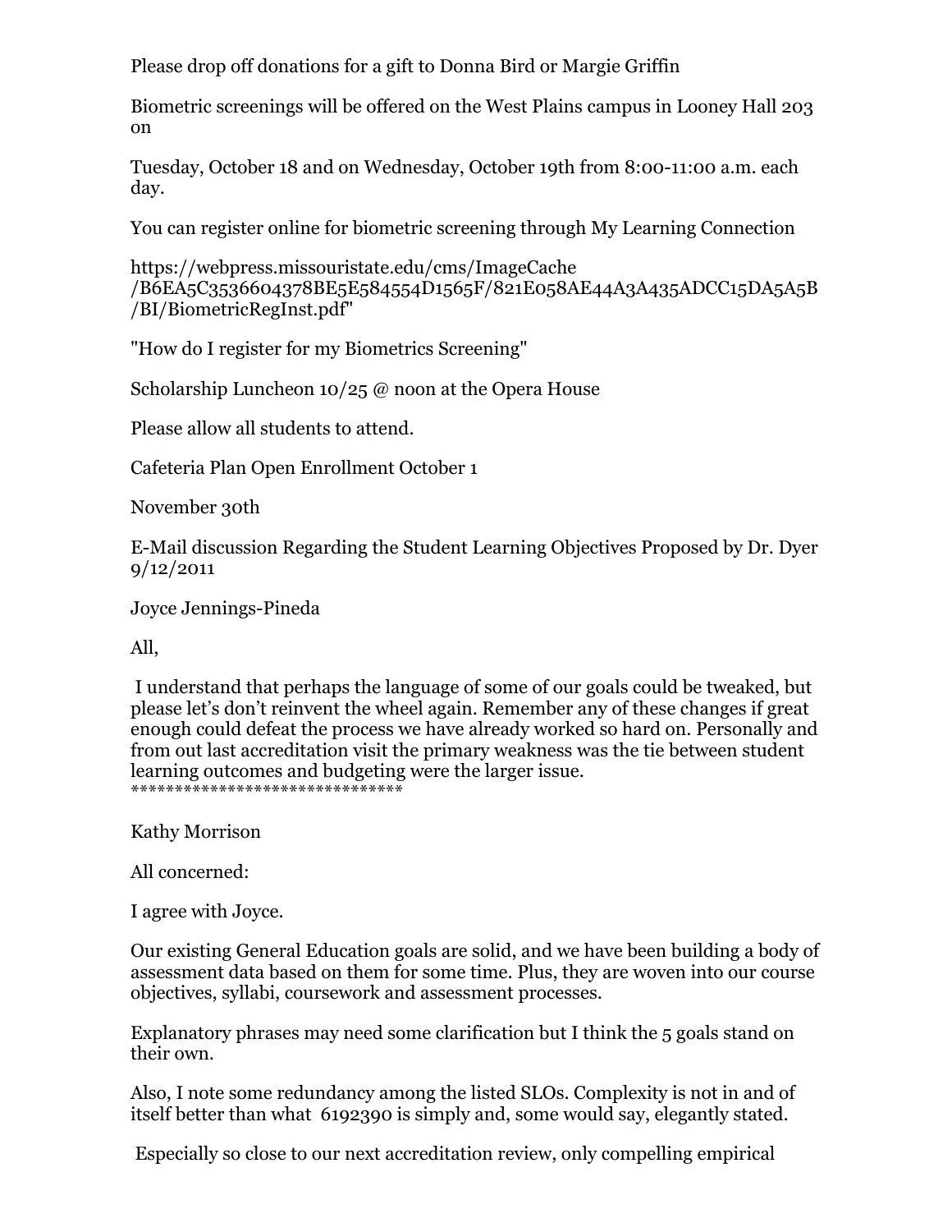Please drop off donations for a gift to Donna Bird or Margie Griffin

Biometric screenings will be offered on the West Plains campus in Looney Hall 203 on

Tuesday, October 18 and on Wednesday, October 19th from 8:00-11:00 a.m. each day.

You can register online for biometric screening through My Learning Connection

https://webpress.missouristate.edu/cms/ImageCache/B6EA5C3536604378BE5E584554D1565F/821E058AE44A3A435ADCC15DA5A5B/BI/BiometricRegInst.pdf"

"How do I register for my Biometrics Screening"

Scholarship Luncheon 10/25 @ noon at the Opera House

Please allow all students to attend.

Cafeteria Plan Open Enrollment October 1

November 30th

E-Mail discussion Regarding the Student Learning Objectives Proposed by Dr. Dyer 9/12/2011

Joyce Jennings-Pineda

All,

I understand that perhaps the language of some of our goals could be tweaked, but please let's don't reinvent the wheel again. Remember any of these changes if great enough could defeat the process we have already worked so hard on. Personally and from out last accreditation visit the primary weakness was the tie between student learning outcomes and budgeting were the larger issue.
*******************************

Kathy Morrison

All concerned:

I agree with Joyce.

Our existing General Education goals are solid, and we have been building a body of assessment data based on them for some time. Plus, they are woven into our course objectives, syllabi, coursework and assessment processes.

Explanatory phrases may need some clarification but I think the 5 goals stand on their own.

Also, I note some redundancy among the listed SLOs. Complexity is not in and of itself better than what 6192390 is simply and, some would say, elegantly stated.

Especially so close to our next accreditation review, only compelling empirical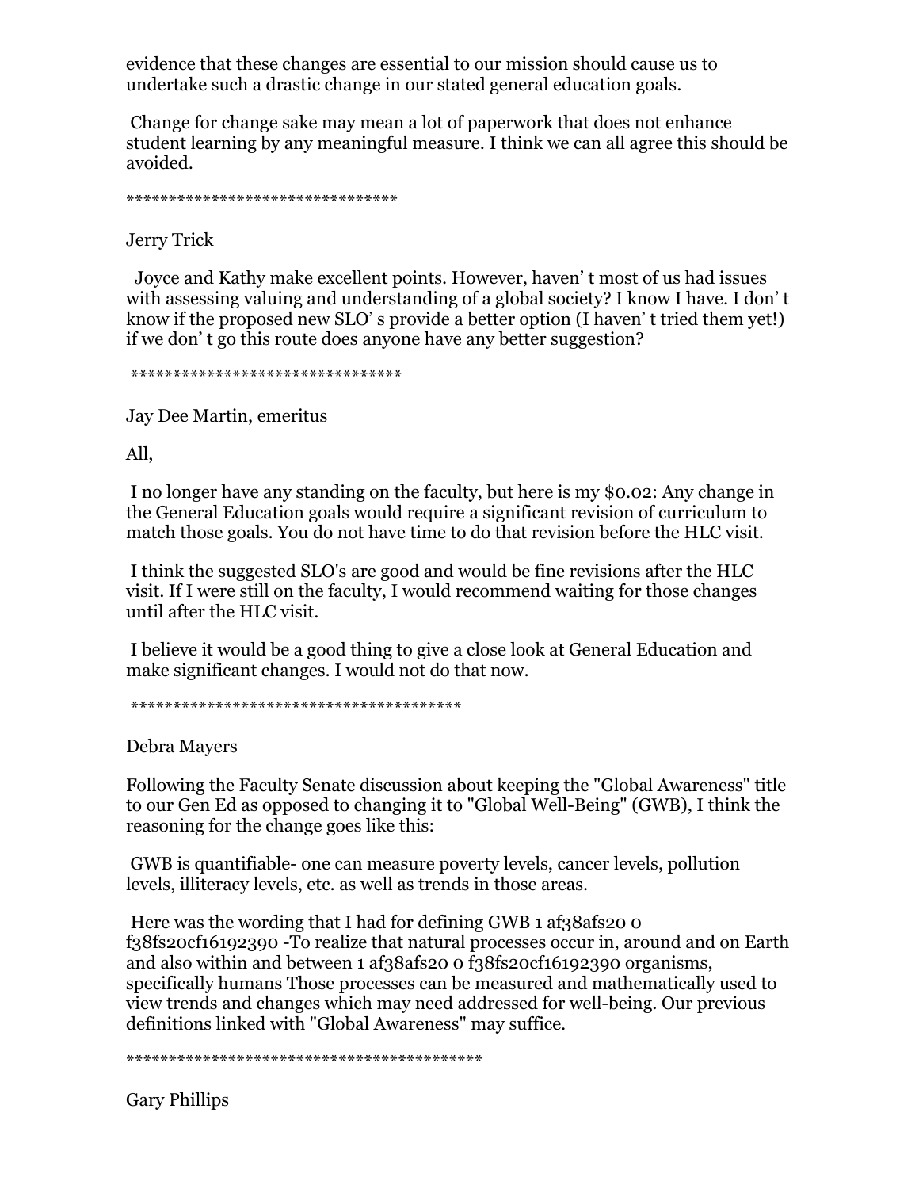evidence that these changes are essential to our mission should cause us to undertake such a drastic change in our stated general education goals.

Change for change sake may mean a lot of paperwork that does not enhance student learning by any meaningful measure. I think we can all agree this should be avoided.

********************************

Jerry Trick

Joyce and Kathy make excellent points. However, haven' t most of us had issues with assessing valuing and understanding of a global society? I know I have. I don' t know if the proposed new SLO' s provide a better option (I haven' t tried them yet!) if we don' t go this route does anyone have any better suggestion?

********************************

Jay Dee Martin, emeritus

All,

I no longer have any standing on the faculty, but here is my $0.02: Any change in the General Education goals would require a significant revision of curriculum to match those goals. You do not have time to do that revision before the HLC visit.

I think the suggested SLO's are good and would be fine revisions after the HLC visit. If I were still on the faculty, I would recommend waiting for those changes until after the HLC visit.

I believe it would be a good thing to give a close look at General Education and make significant changes. I would not do that now.

****************************************

Debra Mayers

Following the Faculty Senate discussion about keeping the "Global Awareness" title to our Gen Ed as opposed to changing it to "Global Well-Being" (GWB), I think the reasoning for the change goes like this:

GWB is quantifiable- one can measure poverty levels, cancer levels, pollution levels, illiteracy levels, etc. as well as trends in those areas.

Here was the wording that I had for defining GWB 1 af38afs20 0 f38fs20cf16192390 -To realize that natural processes occur in, around and on Earth and also within and between 1 af38afs20 0 f38fs20cf16192390 organisms, specifically humans Those processes can be measured and mathematically used to view trends and changes which may need addressed for well-being. Our previous definitions linked with "Global Awareness" may suffice.

******************************************

Gary Phillips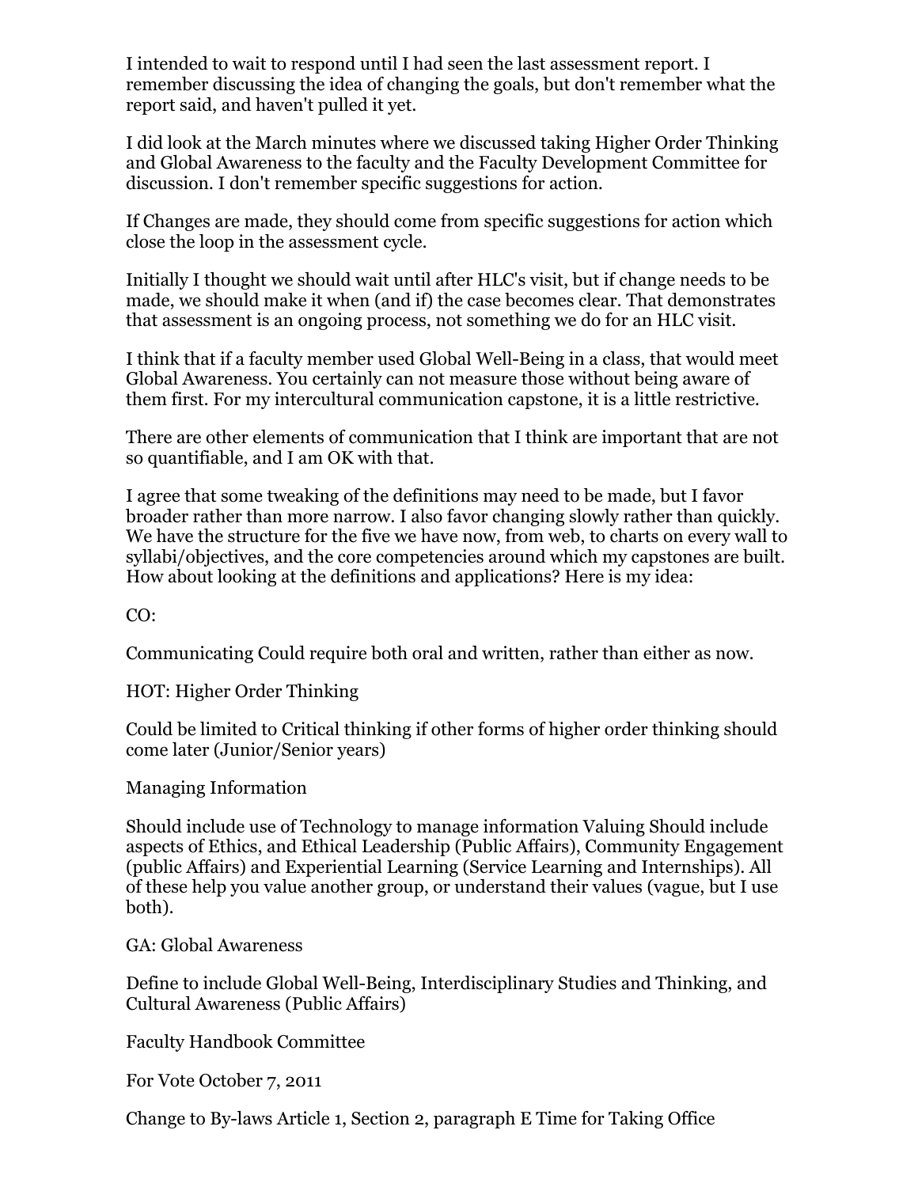I intended to wait to respond until I had seen the last assessment report. I remember discussing the idea of changing the goals, but don't remember what the report said, and haven't pulled it yet.

I did look at the March minutes where we discussed taking Higher Order Thinking and Global Awareness to the faculty and the Faculty Development Committee for discussion. I don't remember specific suggestions for action.

If Changes are made, they should come from specific suggestions for action which close the loop in the assessment cycle.

Initially I thought we should wait until after HLC's visit, but if change needs to be made, we should make it when (and if) the case becomes clear. That demonstrates that assessment is an ongoing process, not something we do for an HLC visit.

I think that if a faculty member used Global Well-Being in a class, that would meet Global Awareness. You certainly can not measure those without being aware of them first. For my intercultural communication capstone, it is a little restrictive.

There are other elements of communication that I think are important that are not so quantifiable, and I am OK with that.

I agree that some tweaking of the definitions may need to be made, but I favor broader rather than more narrow. I also favor changing slowly rather than quickly. We have the structure for the five we have now, from web, to charts on every wall to syllabi/objectives, and the core competencies around which my capstones are built. How about looking at the definitions and applications? Here is my idea:

CO:

Communicating Could require both oral and written, rather than either as now.

HOT: Higher Order Thinking

Could be limited to Critical thinking if other forms of higher order thinking should come later (Junior/Senior years)

Managing Information

Should include use of Technology to manage information Valuing Should include aspects of Ethics, and Ethical Leadership (Public Affairs), Community Engagement (public Affairs) and Experiential Learning (Service Learning and Internships). All of these help you value another group, or understand their values (vague, but I use both).

GA: Global Awareness

Define to include Global Well-Being, Interdisciplinary Studies and Thinking, and Cultural Awareness (Public Affairs)

Faculty Handbook Committee

For Vote October 7, 2011

Change to By-laws Article 1, Section 2, paragraph E Time for Taking Office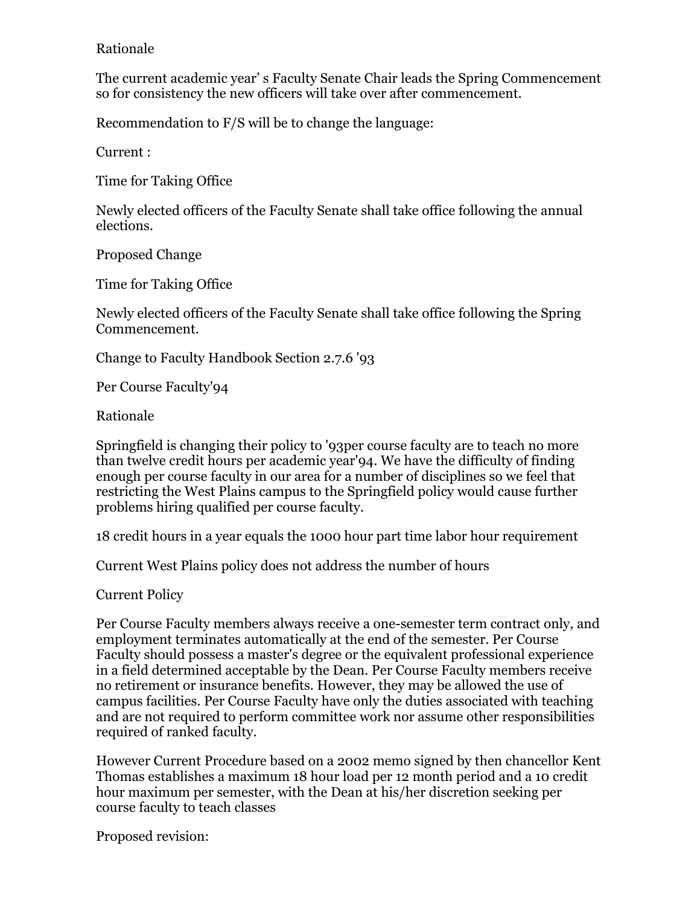Rationale

The current academic year’ s Faculty Senate Chair leads the Spring Commencement so for consistency the new officers will take over after commencement.

Recommendation to F/S will be to change the language:

Current :

Time for Taking Office

Newly elected officers of the Faculty Senate shall take office following the annual elections.

Proposed Change

Time for Taking Office

Newly elected officers of the Faculty Senate shall take office following the Spring Commencement.

Change to Faculty Handbook Section 2.7.6 '93

Per Course Faculty'94

Rationale

Springfield is changing their policy to '93per course faculty are to teach no more than twelve credit hours per academic year'94. We have the difficulty of finding enough per course faculty in our area for a number of disciplines so we feel that restricting the West Plains campus to the Springfield policy would cause further problems hiring qualified per course faculty.

18 credit hours in a year equals the 1000 hour part time labor hour requirement

Current West Plains policy does not address the number of hours

Current Policy

Per Course Faculty members always receive a one-semester term contract only, and employment terminates automatically at the end of the semester. Per Course Faculty should possess a master's degree or the equivalent professional experience in a field determined acceptable by the Dean. Per Course Faculty members receive no retirement or insurance benefits. However, they may be allowed the use of campus facilities. Per Course Faculty have only the duties associated with teaching and are not required to perform committee work nor assume other responsibilities required of ranked faculty.

However Current Procedure based on a 2002 memo signed by then chancellor Kent Thomas establishes a maximum 18 hour load per 12 month period and a 10 credit hour maximum per semester, with the Dean at his/her discretion seeking per course faculty to teach classes

Proposed revision: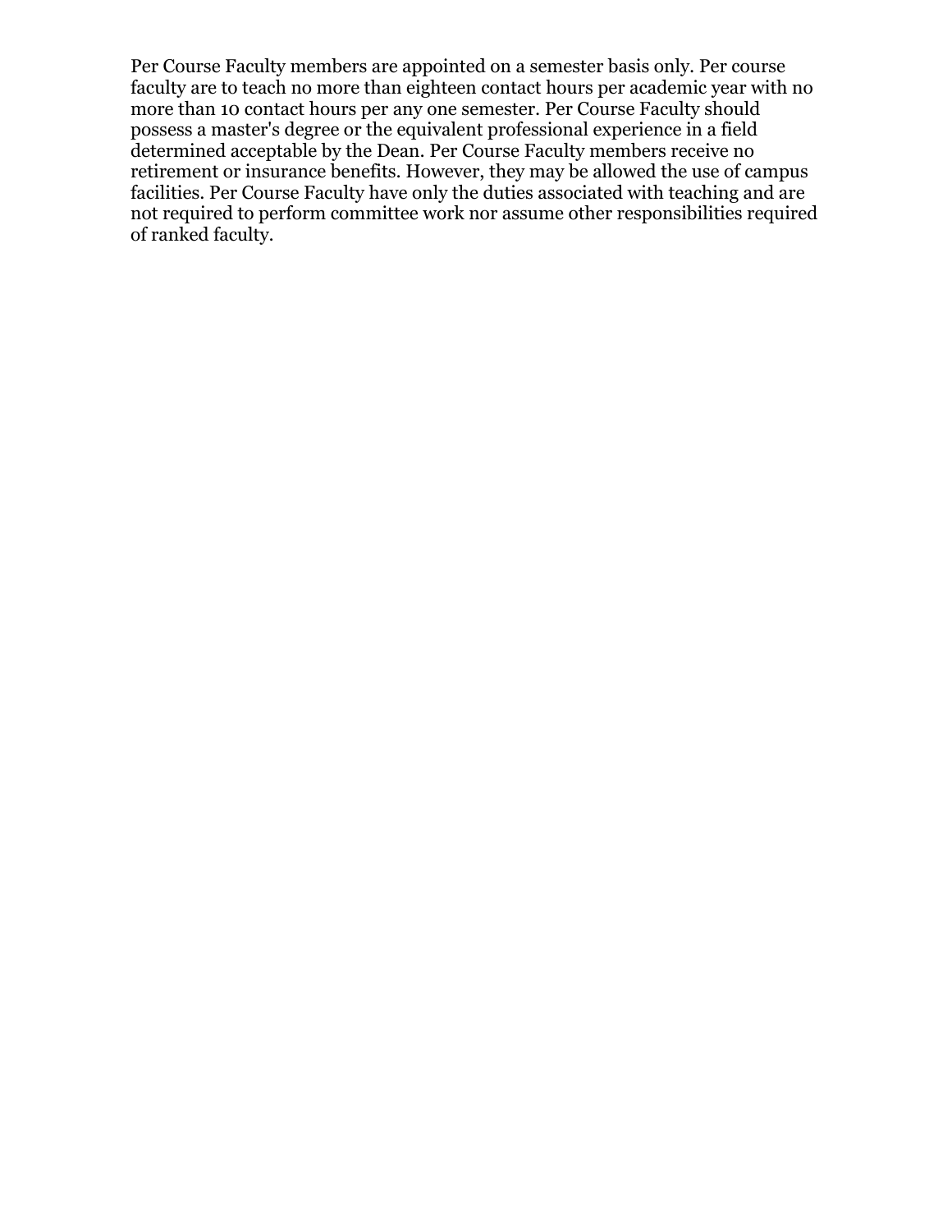Per Course Faculty members are appointed on a semester basis only. Per course faculty are to teach no more than eighteen contact hours per academic year with no more than 10 contact hours per any one semester. Per Course Faculty should possess a master's degree or the equivalent professional experience in a field determined acceptable by the Dean. Per Course Faculty members receive no retirement or insurance benefits. However, they may be allowed the use of campus facilities. Per Course Faculty have only the duties associated with teaching and are not required to perform committee work nor assume other responsibilities required of ranked faculty.